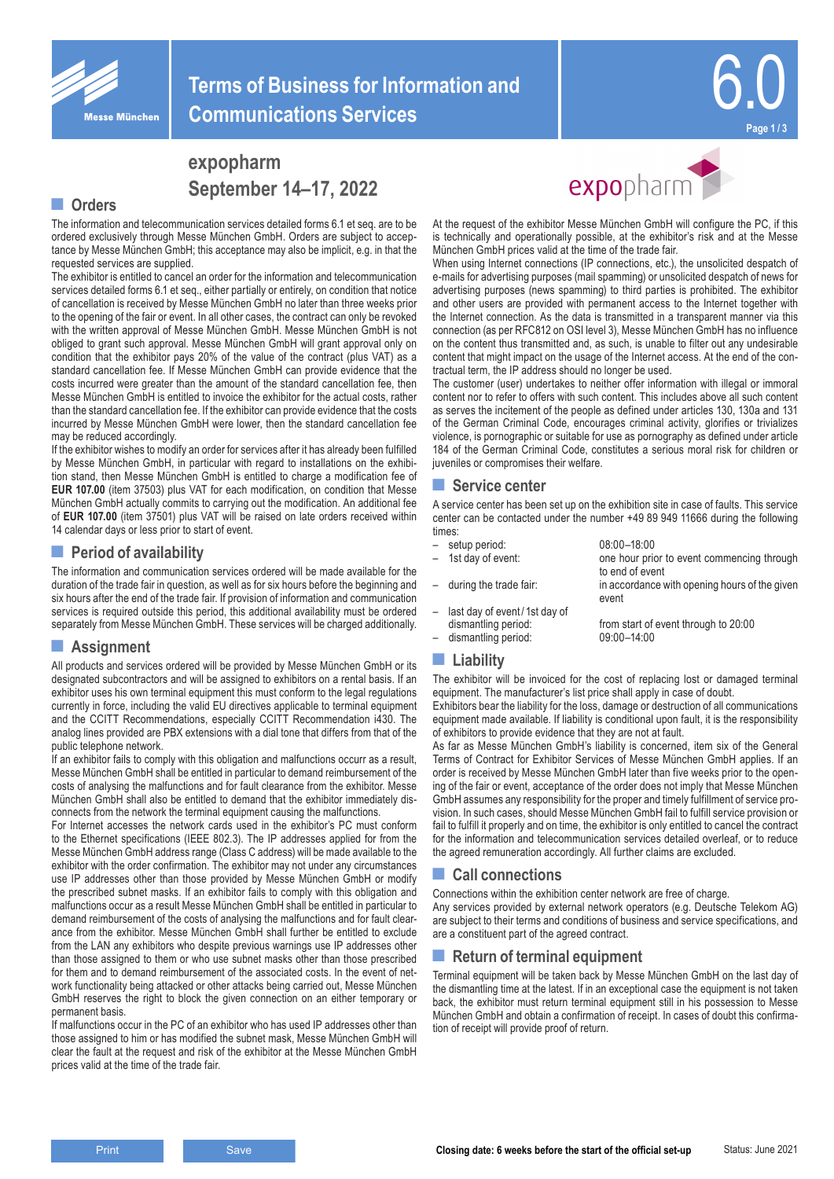# Terms of Business for Information and Communications Services

6.0

## expopharm
## September 14–17, 2022

## Orders

The information and telecommunication services detailed forms 6.1 et seq. are to be ordered exclusively through Messe München GmbH. Orders are subject to acceptance by Messe München GmbH; this acceptance may also be implicit, e.g. in that the requested services are supplied.

The exhibitor is entitled to cancel an order for the information and telecommunication services detailed forms 6.1 et seq., either partially or entirely, on condition that notice of cancellation is received by Messe München GmbH no later than three weeks prior to the opening of the fair or event. In all other cases, the contract can only be revoked with the written approval of Messe München GmbH. Messe München GmbH is not obliged to grant such approval. Messe München GmbH will grant approval only on condition that the exhibitor pays 20% of the value of the contract (plus VAT) as a standard cancellation fee. If Messe München GmbH can provide evidence that the costs incurred were greater than the amount of the standard cancellation fee, then Messe München GmbH is entitled to invoice the exhibitor for the actual costs, rather than the standard cancellation fee. If the exhibitor can provide evidence that the costs incurred by Messe München GmbH were lower, then the standard cancellation fee may be reduced accordingly.

If the exhibitor wishes to modify an order for services after it has already been fulfilled by Messe München GmbH, in particular with regard to installations on the exhibition stand, then Messe München GmbH is entitled to charge a modification fee of **EUR 107.00** (item 37503) plus VAT for each modification, on condition that Messe München GmbH actually commits to carrying out the modification. An additional fee of **EUR 107.00** (item 37501) plus VAT will be raised on late orders received within 14 calendar days or less prior to start of event.

## Period of availability

The information and communication services ordered will be made available for the duration of the trade fair in question, as well as for six hours before the beginning and six hours after the end of the trade fair. If provision of information and communication services is required outside this period, this additional availability must be ordered separately from Messe München GmbH. These services will be charged additionally.

## Assignment

All products and services ordered will be provided by Messe München GmbH or its designated subcontractors and will be assigned to exhibitors on a rental basis. If an exhibitor uses his own terminal equipment this must conform to the legal regulations currently in force, including the valid EU directives applicable to terminal equipment and the CCITT Recommendations, especially CCITT Recommendation i430. The analog lines provided are PBX extensions with a dial tone that differs from that of the public telephone network.

If an exhibitor fails to comply with this obligation and malfunctions occurr as a result, Messe München GmbH shall be entitled in particular to demand reimbursement of the costs of analysing the malfunctions and for fault clearance from the exhibitor. Messe München GmbH shall also be entitled to demand that the exhibitor immediately disconnects from the network the terminal equipment causing the malfunctions.

For Internet accesses the network cards used in the exhibitor's PC must conform to the Ethernet specifications (IEEE 802.3). The IP addresses applied for from the Messe München GmbH address range (Class C address) will be made available to the exhibitor with the order confirmation. The exhibitor may not under any circumstances use IP addresses other than those provided by Messe München GmbH or modify the prescribed subnet masks. If an exhibitor fails to comply with this obligation and malfunctions occur as a result Messe München GmbH shall be entitled in particular to demand reimbursement of the costs of analysing the malfunctions and for fault clearance from the exhibitor. Messe München GmbH shall further be entitled to exclude from the LAN any exhibitors who despite previous warnings use IP addresses other than those assigned to them or who use subnet masks other than those prescribed for them and to demand reimbursement of the associated costs. In the event of network functionality being attacked or other attacks being carried out, Messe München GmbH reserves the right to block the given connection on an either temporary or permanent basis.

If malfunctions occur in the PC of an exhibitor who has used IP addresses other than those assigned to him or has modified the subnet mask, Messe München GmbH will clear the fault at the request and risk of the exhibitor at the Messe München GmbH prices valid at the time of the trade fair.

At the request of the exhibitor Messe München GmbH will configure the PC, if this is technically and operationally possible, at the exhibitor's risk and at the Messe München GmbH prices valid at the time of the trade fair.

When using Internet connections (IP connections, etc.), the unsolicited despatch of e-mails for advertising purposes (mail spamming) or unsolicited despatch of news for advertising purposes (news spamming) to third parties is prohibited. The exhibitor and other users are provided with permanent access to the Internet together with the Internet connection. As the data is transmitted in a transparent manner via this connection (as per RFC812 on OSI level 3), Messe München GmbH has no influence on the content thus transmitted and, as such, is unable to filter out any undesirable content that might impact on the usage of the Internet access. At the end of the contractual term, the IP address should no longer be used.

The customer (user) undertakes to neither offer information with illegal or immoral content nor to refer to offers with such content. This includes above all such content as serves the incitement of the people as defined under articles 130, 130a and 131 of the German Criminal Code, encourages criminal activity, glorifies or trivializes violence, is pornographic or suitable for use as pornography as defined under article 184 of the German Criminal Code, constitutes a serious moral risk for children or juveniles or compromises their welfare.

## Service center

A service center has been set up on the exhibition site in case of faults. This service center can be contacted under the number +49 89 949 11666 during the following times:

- setup period: 08:00–18:00
- 1st day of event: one hour prior to event commencing through to end of event
- during the trade fair: in accordance with opening hours of the given event
- last day of event / 1st day of dismantling period: from start of event through to 20:00
- dismantling period: 09:00–14:00

## Liability

The exhibitor will be invoiced for the cost of replacing lost or damaged terminal equipment. The manufacturer's list price shall apply in case of doubt.

Exhibitors bear the liability for the loss, damage or destruction of all communications equipment made available. If liability is conditional upon fault, it is the responsibility of exhibitors to provide evidence that they are not at fault.

As far as Messe München GmbH's liability is concerned, item six of the General Terms of Contract for Exhibitor Services of Messe München GmbH applies. If an order is received by Messe München GmbH later than five weeks prior to the opening of the fair or event, acceptance of the order does not imply that Messe München GmbH assumes any responsibility for the proper and timely fulfillment of service provision. In such cases, should Messe München GmbH fail to fulfill service provision or fail to fulfill it properly and on time, the exhibitor is only entitled to cancel the contract for the information and telecommunication services detailed overleaf, or to reduce the agreed remuneration accordingly. All further claims are excluded.

## Call connections

Connections within the exhibition center network are free of charge.

Any services provided by external network operators (e.g. Deutsche Telekom AG) are subject to their terms and conditions of business and service specifications, and are a constituent part of the agreed contract.

## Return of terminal equipment

Terminal equipment will be taken back by Messe München GmbH on the last day of the dismantling time at the latest. If in an exceptional case the equipment is not taken back, the exhibitor must return terminal equipment still in his possession to Messe München GmbH and obtain a confirmation of receipt. In cases of doubt this confirmation of receipt will provide proof of return.

Print | Save

**Closing date: 6 weeks before the start of the official set-up**

Status: June 2021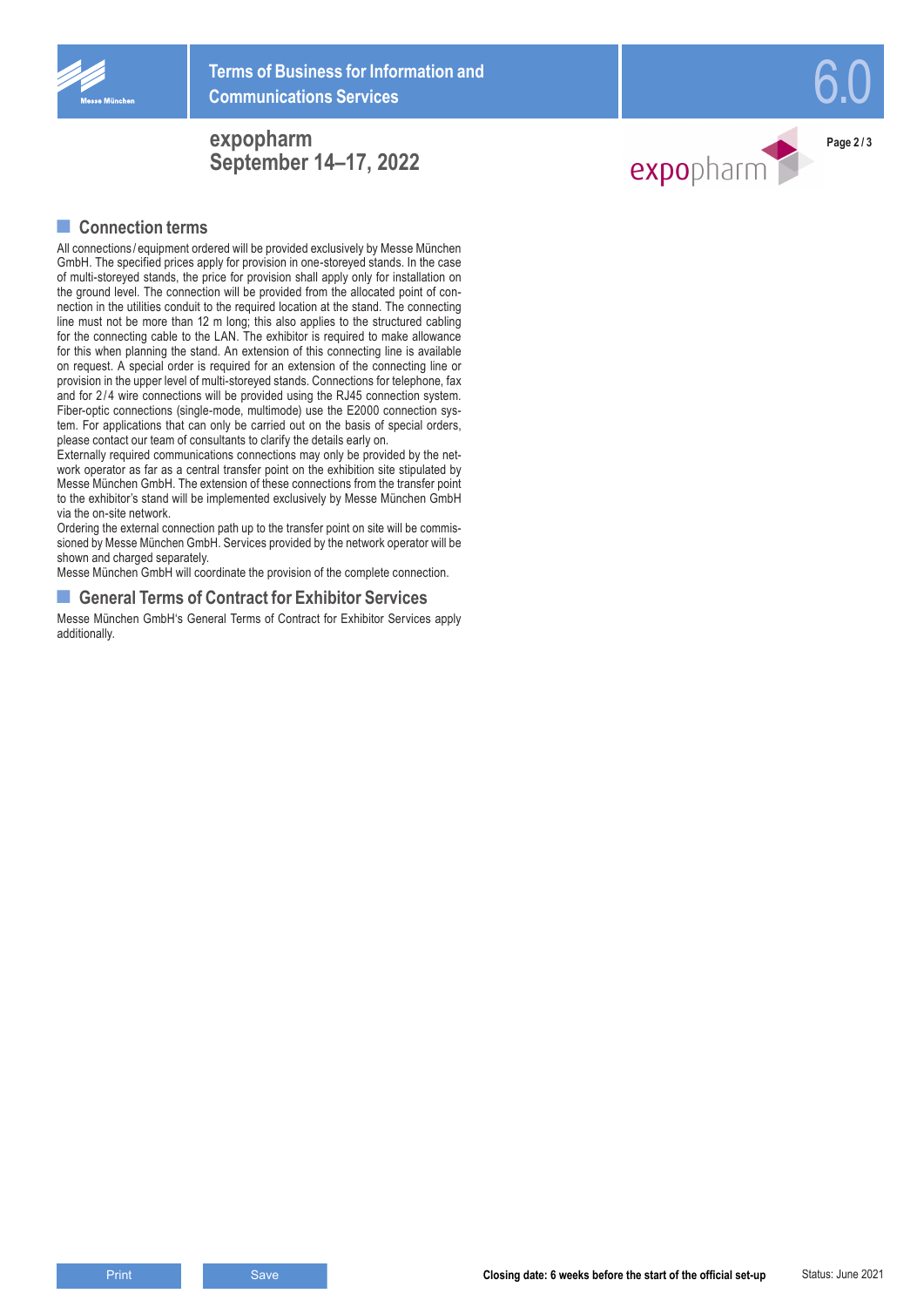## Connection terms

All connections / equipment ordered will be provided exclusively by Messe München GmbH. The specified prices apply for provision in one-storeyed stands. In the case of multi-storeyed stands, the price for provision shall apply only for installation on the ground level. The connection will be provided from the allocated point of connection in the utilities conduit to the required location at the stand. The connecting line must not be more than 12 m long; this also applies to the structured cabling for the connecting cable to the LAN. The exhibitor is required to make allowance for this when planning the stand. An extension of this connecting line is available on request. A special order is required for an extension of the connecting line or provision in the upper level of multi-storeyed stands. Connections for telephone, fax and for 2 / 4 wire connections will be provided using the RJ45 connection system. Fiber-optic connections (single-mode, multimode) use the E2000 connection system. For applications that can only be carried out on the basis of special orders, please contact our team of consultants to clarify the details early on.

Externally required communications connections may only be provided by the network operator as far as a central transfer point on the exhibition site stipulated by Messe München GmbH. The extension of these connections from the transfer point to the exhibitor's stand will be implemented exclusively by Messe München GmbH via the on-site network.

Ordering the external connection path up to the transfer point on site will be commissioned by Messe München GmbH. Services provided by the network operator will be shown and charged separately.

Messe München GmbH will coordinate the provision of the complete connection.

## General Terms of Contract for Exhibitor Services

Messe München GmbH's General Terms of Contract for Exhibitor Services apply additionally.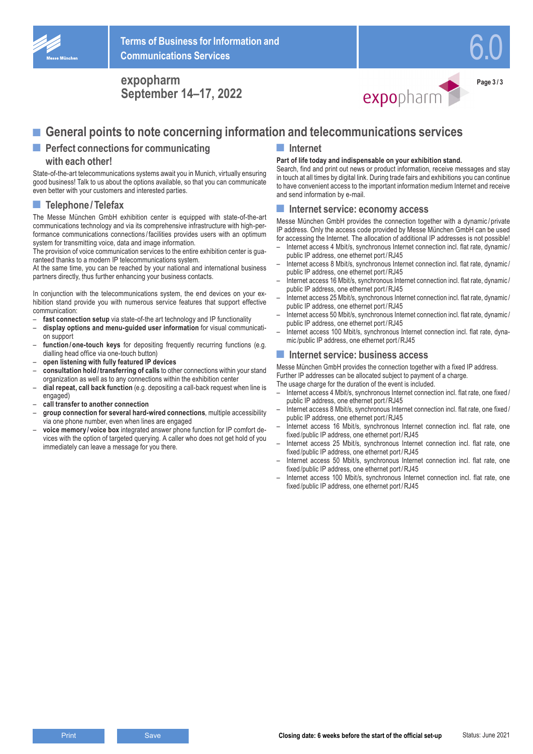## General points to note concerning information and telecommunications services

### Perfect connections for communicating with each other!

State-of-the-art telecommunications systems await you in Munich, virtually ensuring good business! Talk to us about the options available, so that you can communicate even better with your customers and interested parties.

### Telephone / Telefax

The Messe München GmbH exhibition center is equipped with state-of-the-art communications technology and via its comprehensive infrastructure with high-performance communications connections / facilities provides users with an optimum system for transmitting voice, data and image information.
The provision of voice communication services to the entire exhibition center is guaranteed thanks to a modern IP telecommunications system.
At the same time, you can be reached by your national and international business partners directly, thus further enhancing your business contacts.

In conjunction with the telecommunications system, the end devices on your exhibition stand provide you with numerous service features that support effective communication:

- **fast connection setup** via state-of-the art technology and IP functionality
- **display options and menu-guided user information** for visual communication support
- **function / one-touch keys** for depositing frequently recurring functions (e.g. dialling head office via one-touch button)
- **open listening with fully featured IP devices**
- **consultation hold / transferring of calls** to other connections within your stand organization as well as to any connections within the exhibition center
- **dial repeat, call back function** (e.g. depositing a call-back request when line is engaged)
- **call transfer to another connection**
- **group connection for several hard-wired connections**, multiple accessibility via one phone number, even when lines are engaged
- **voice memory / voice box** integrated answer phone function for IP comfort devices with the option of targeted querying. A caller who does not get hold of you immediately can leave a message for you there.

### Internet

**Part of life today and indispensable on your exhibition stand.**
Search, find and print out news or product information, receive messages and stay in touch at all times by digital link. During trade fairs and exhibitions you can continue to have convenient access to the important information medium Internet and receive and send information by e-mail.

### Internet service: economy access

Messe München GmbH provides the connection together with a dynamic / private IP address. Only the access code provided by Messe München GmbH can be used for accessing the Internet. The allocation of additional IP addresses is not possible!

- Internet access 4 Mbit/s, synchronous Internet connection incl. flat rate, dynamic / public IP address, one ethernet port / RJ45
- Internet access 8 Mbit/s, synchronous Internet connection incl. flat rate, dynamic / public IP address, one ethernet port / RJ45
- Internet access 16 Mbit/s, synchronous Internet connection incl. flat rate, dynamic / public IP address, one ethernet port / RJ45
- Internet access 25 Mbit/s, synchronous Internet connection incl. flat rate, dynamic / public IP address, one ethernet port / RJ45
- Internet access 50 Mbit/s, synchronous Internet connection incl. flat rate, dynamic / public IP address, one ethernet port / RJ45
- Internet access 100 Mbit/s, synchronous Internet connection incl. flat rate, dynamic / public IP address, one ethernet port / RJ45

### Internet service: business access

Messe München GmbH provides the connection together with a fixed IP address. Further IP addresses can be allocated subject to payment of a charge.
The usage charge for the duration of the event is included.

- Internet access 4 Mbit/s, synchronous Internet connection incl. flat rate, one fixed / public IP address, one ethernet port / RJ45
- Internet access 8 Mbit/s, synchronous Internet connection incl. flat rate, one fixed / public IP address, one ethernet port / RJ45
- Internet access 16 Mbit/s, synchronous Internet connection incl. flat rate, one fixed / public IP address, one ethernet port / RJ45
- Internet access 25 Mbit/s, synchronous Internet connection incl. flat rate, one fixed / public IP address, one ethernet port / RJ45
- Internet access 50 Mbit/s, synchronous Internet connection incl. flat rate, one fixed / public IP address, one ethernet port / RJ45
- Internet access 100 Mbit/s, synchronous Internet connection incl. flat rate, one fixed / public IP address, one ethernet port / RJ45

Print Save

**Closing date: 6 weeks before the start of the official set-up**

Status: June 2021